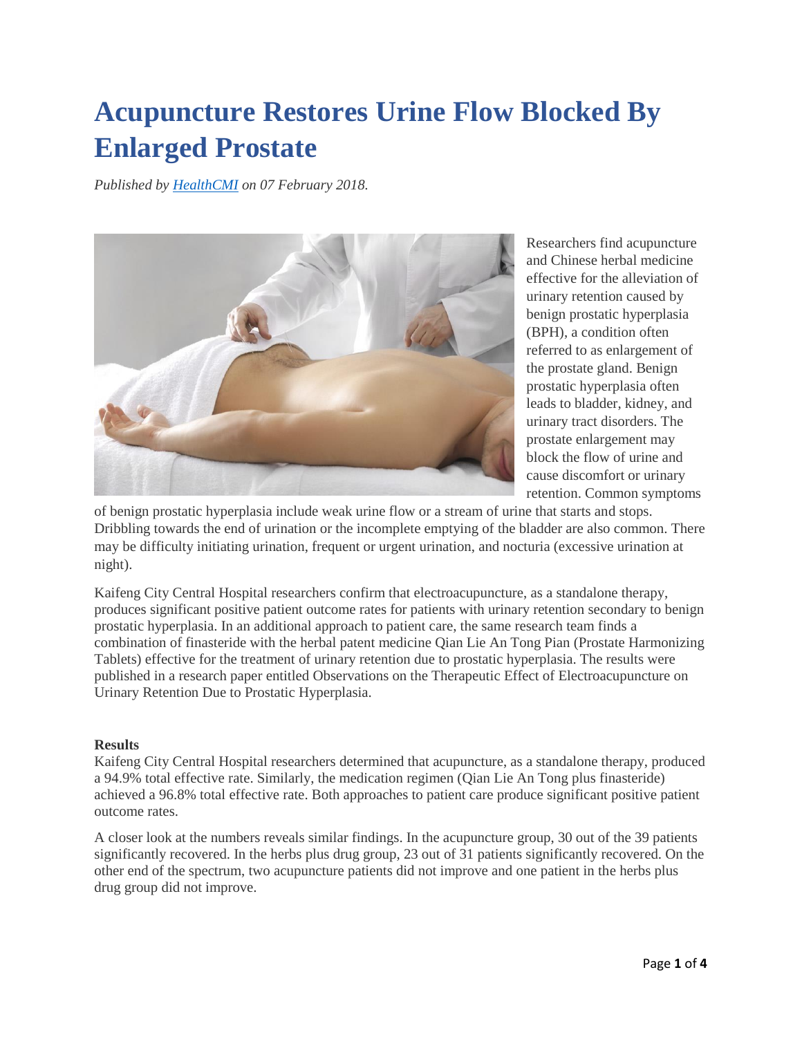# Acupuncture Restores Urine Flow Blocked By Enlarged Prostate

*Published by [HealthCMI](HealthCMI) on 07 February 2018.*

Researchers find acupuncture and Chinese herbal medicine effective for the alleviation of urinary retention caused by benign prostatic hyperplasia (BPH), a condition often referred to as enlargement of the prostate gland. Benign prostatic hyperplasia often leads to bladder, kidney, and urinary tract disorders. The prostate enlargement may block the flow of urine and cause discomfort or urinary retention. Common symptoms of benign prostatic hyperplasia include weak urine flow or a stream of urine that starts and stops. Dribbling towards the end of urination or the incomplete emptying of the bladder are also common. There may be difficulty initiating urination, frequent or urgent urination, and nocturia (excessive urination at night).

Kaifeng City Central Hospital researchers confirm that electroacupuncture, as a standalone therapy, produces significant positive patient outcome rates for patients with urinary retention secondary to benign prostatic hyperplasia. In an additional approach to patient care, the same research team finds a combination of finasteride with the herbal patent medicine Qian Lie An Tong Pian (Prostate Harmonizing Tablets) effective for the treatment of urinary retention due to prostatic hyperplasia. The results were published in a research paper entitled Observations on the Therapeutic Effect of Electroacupuncture on Urinary Retention Due to Prostatic Hyperplasia.

**Results**

Kaifeng City Central Hospital researchers determined that acupuncture, as a standalone therapy, produced a 94.9% total effective rate. Similarly, the medication regimen (Qian Lie An Tong plus finasteride) achieved a 96.8% total effective rate. Both approaches to patient care produce significant positive patient outcome rates.

A closer look at the numbers reveals similar findings. In the acupuncture group, 30 out of the 39 patients significantly recovered. In the herbs plus drug group, 23 out of 31 patients significantly recovered. On the other end of the spectrum, two acupuncture patients did not improve and one patient in the herbs plus drug group did not improve.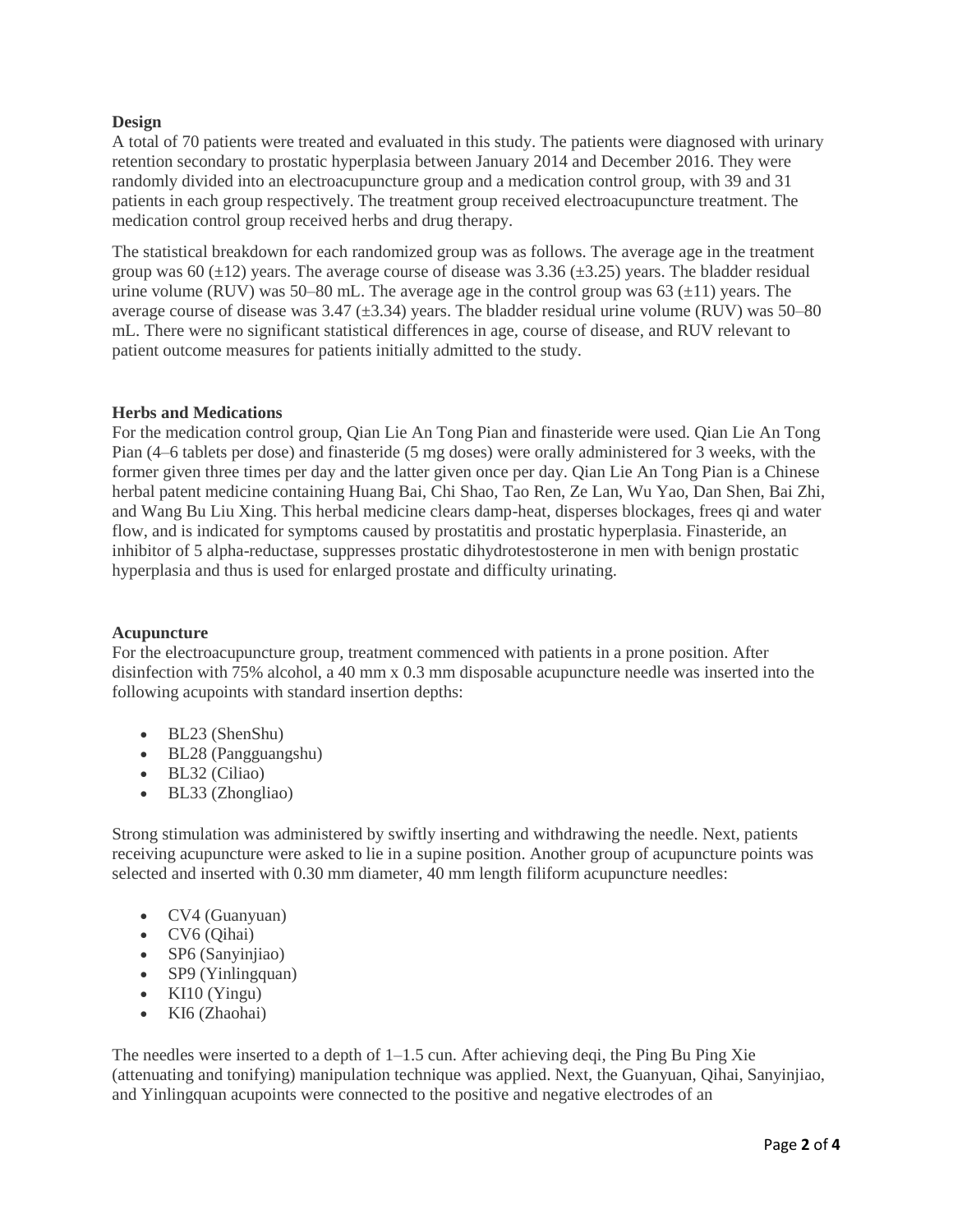**Design**

A total of 70 patients were treated and evaluated in this study. The patients were diagnosed with urinary retention secondary to prostatic hyperplasia between January 2014 and December 2016. They were randomly divided into an electroacupuncture group and a medication control group, with 39 and 31 patients in each group respectively. The treatment group received electroacupuncture treatment. The medication control group received herbs and drug therapy.

The statistical breakdown for each randomized group was as follows. The average age in the treatment group was 60 (±12) years. The average course of disease was 3.36 (±3.25) years. The bladder residual urine volume (RUV) was 50–80 mL. The average age in the control group was 63 (±11) years. The average course of disease was 3.47 (±3.34) years. The bladder residual urine volume (RUV) was 50–80 mL. There were no significant statistical differences in age, course of disease, and RUV relevant to patient outcome measures for patients initially admitted to the study.

**Herbs and Medications**

For the medication control group, Qian Lie An Tong Pian and finasteride were used. Qian Lie An Tong Pian (4–6 tablets per dose) and finasteride (5 mg doses) were orally administered for 3 weeks, with the former given three times per day and the latter given once per day. Qian Lie An Tong Pian is a Chinese herbal patent medicine containing Huang Bai, Chi Shao, Tao Ren, Ze Lan, Wu Yao, Dan Shen, Bai Zhi, and Wang Bu Liu Xing. This herbal medicine clears damp-heat, disperses blockages, frees qi and water flow, and is indicated for symptoms caused by prostatitis and prostatic hyperplasia. Finasteride, an inhibitor of 5 alpha-reductase, suppresses prostatic dihydrotestosterone in men with benign prostatic hyperplasia and thus is used for enlarged prostate and difficulty urinating.

**Acupuncture**

For the electroacupuncture group, treatment commenced with patients in a prone position. After disinfection with 75% alcohol, a 40 mm x 0.3 mm disposable acupuncture needle was inserted into the following acupoints with standard insertion depths:

- BL23 (ShenShu)
- BL28 (Pangguangshu)
- BL32 (Ciliao)
- BL33 (Zhongliao)

Strong stimulation was administered by swiftly inserting and withdrawing the needle. Next, patients receiving acupuncture were asked to lie in a supine position. Another group of acupuncture points was selected and inserted with 0.30 mm diameter, 40 mm length filiform acupuncture needles:

- CV4 (Guanyuan)
- CV6 (Qihai)
- SP6 (Sanyinjiao)
- SP9 (Yinlingquan)
- KI10 (Yingu)
- KI6 (Zhaohai)

The needles were inserted to a depth of 1–1.5 cun. After achieving deqi, the Ping Bu Ping Xie (attenuating and tonifying) manipulation technique was applied. Next, the Guanyuan, Qihai, Sanyinjiao, and Yinlingquan acupoints were connected to the positive and negative electrodes of an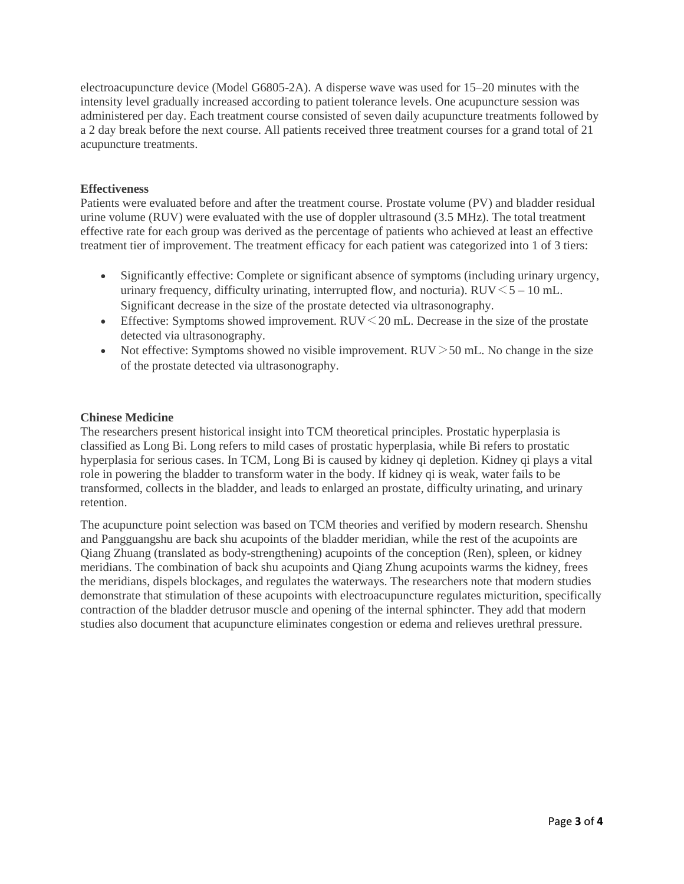electroacupuncture device (Model G6805-2A). A disperse wave was used for 15–20 minutes with the intensity level gradually increased according to patient tolerance levels. One acupuncture session was administered per day. Each treatment course consisted of seven daily acupuncture treatments followed by a 2 day break before the next course. All patients received three treatment courses for a grand total of 21 acupuncture treatments.

**Effectiveness**

Patients were evaluated before and after the treatment course. Prostate volume (PV) and bladder residual urine volume (RUV) were evaluated with the use of doppler ultrasound (3.5 MHz). The total treatment effective rate for each group was derived as the percentage of patients who achieved at least an effective treatment tier of improvement. The treatment efficacy for each patient was categorized into 1 of 3 tiers:

- Significantly effective: Complete or significant absence of symptoms (including urinary urgency, urinary frequency, difficulty urinating, interrupted flow, and nocturia). RUV＜5 – 10 mL. Significant decrease in the size of the prostate detected via ultrasonography.
- Effective: Symptoms showed improvement. RUV＜20 mL. Decrease in the size of the prostate detected via ultrasonography.
- Not effective: Symptoms showed no visible improvement. RUV＞50 mL. No change in the size of the prostate detected via ultrasonography.

**Chinese Medicine**

The researchers present historical insight into TCM theoretical principles. Prostatic hyperplasia is classified as Long Bi. Long refers to mild cases of prostatic hyperplasia, while Bi refers to prostatic hyperplasia for serious cases. In TCM, Long Bi is caused by kidney qi depletion. Kidney qi plays a vital role in powering the bladder to transform water in the body. If kidney qi is weak, water fails to be transformed, collects in the bladder, and leads to enlarged an prostate, difficulty urinating, and urinary retention.

The acupuncture point selection was based on TCM theories and verified by modern research. Shenshu and Pangguangshu are back shu acupoints of the bladder meridian, while the rest of the acupoints are Qiang Zhuang (translated as body-strengthening) acupoints of the conception (Ren), spleen, or kidney meridians. The combination of back shu acupoints and Qiang Zhung acupoints warms the kidney, frees the meridians, dispels blockages, and regulates the waterways. The researchers note that modern studies demonstrate that stimulation of these acupoints with electroacupuncture regulates micturition, specifically contraction of the bladder detrusor muscle and opening of the internal sphincter. They add that modern studies also document that acupuncture eliminates congestion or edema and relieves urethral pressure.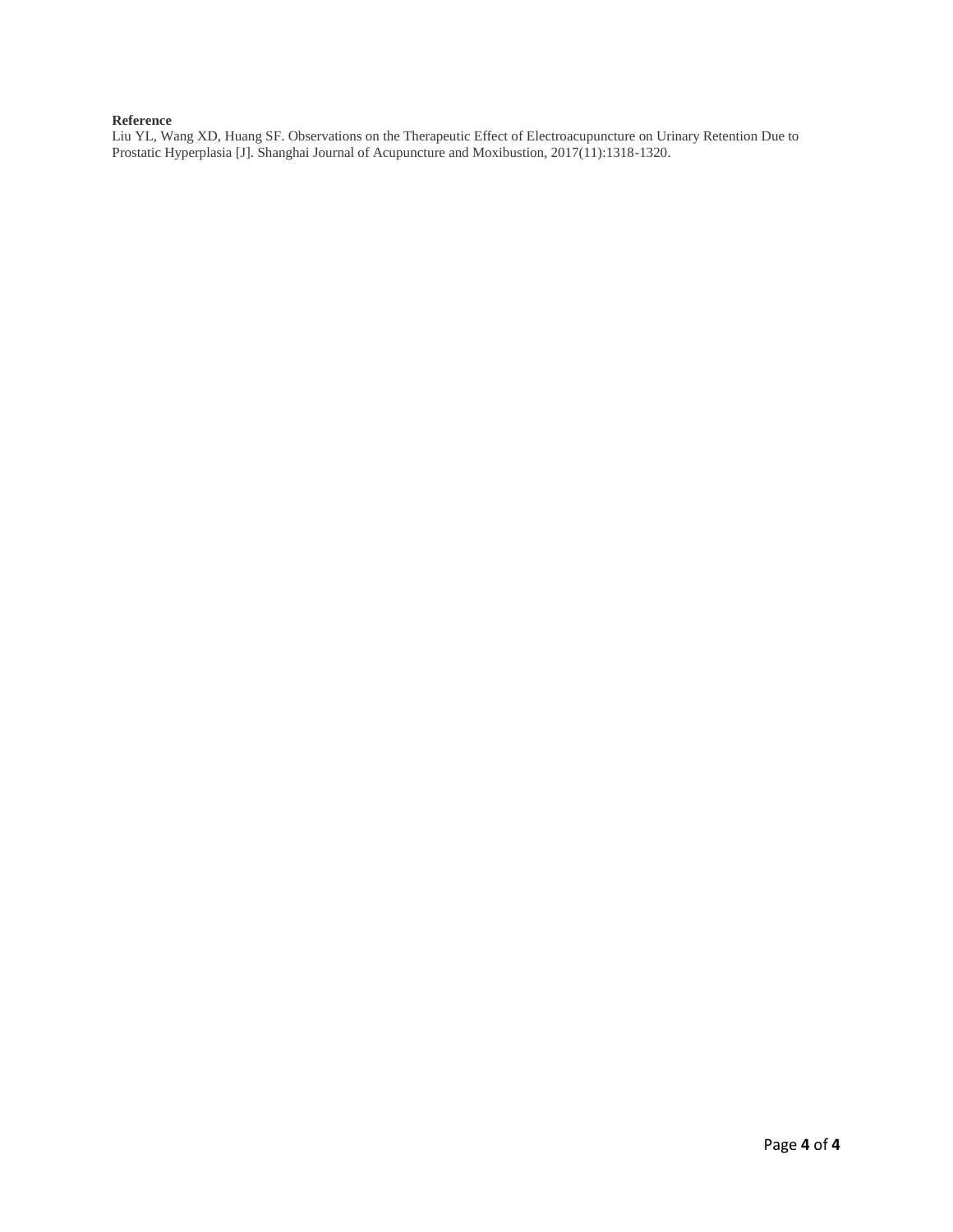**Reference**

Liu YL, Wang XD, Huang SF. Observations on the Therapeutic Effect of Electroacupuncture on Urinary Retention Due to Prostatic Hyperplasia [J]. Shanghai Journal of Acupuncture and Moxibustion, 2017(11):1318-1320.